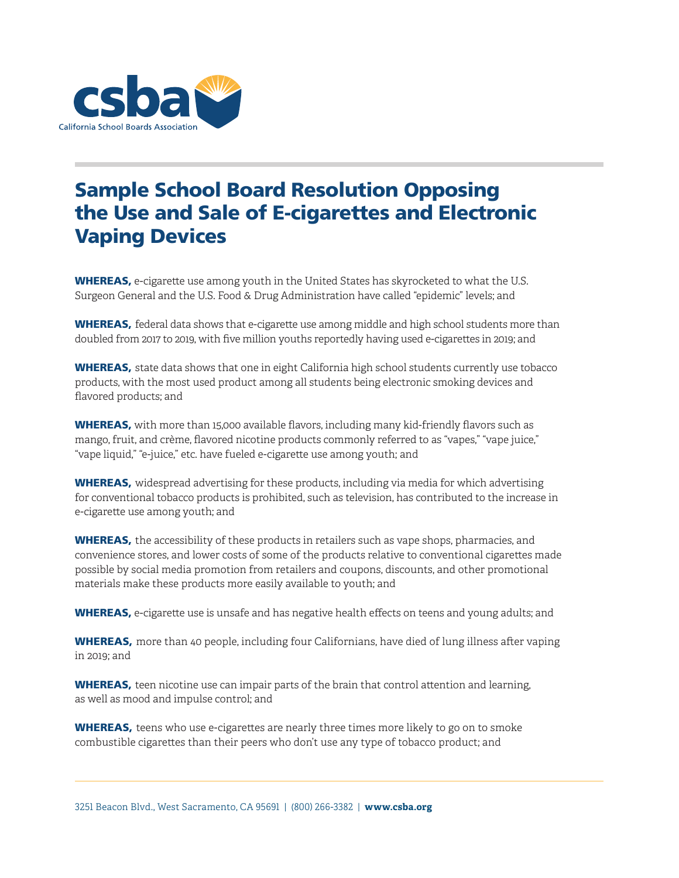# Sample School Board Resolution Opposing the Use and Sale of E-cigarettes and Electronic Vaping Devices

**WHEREAS,** e-cigarette use among youth in the United States has skyrocketed to what the U.S. Surgeon General and the U.S. Food & Drug Administration have called "epidemic" levels; and

**WHEREAS,** federal data shows that e-cigarette use among middle and high school students more than doubled from 2017 to 2019, with five million youths reportedly having used e-cigarettes in 2019; and

**WHEREAS,** state data shows that one in eight California high school students currently use tobacco products, with the most used product among all students being electronic smoking devices and flavored products; and

**WHEREAS,** with more than 15,000 available flavors, including many kid-friendly flavors such as mango, fruit, and crème, flavored nicotine products commonly referred to as "vapes," "vape juice," "vape liquid," "e-juice," etc. have fueled e-cigarette use among youth; and

**WHEREAS,** widespread advertising for these products, including via media for which advertising for conventional tobacco products is prohibited, such as television, has contributed to the increase in e-cigarette use among youth; and

**WHEREAS,** the accessibility of these products in retailers such as vape shops, pharmacies, and convenience stores, and lower costs of some of the products relative to conventional cigarettes made possible by social media promotion from retailers and coupons, discounts, and other promotional materials make these products more easily available to youth; and

**WHEREAS,** e-cigarette use is unsafe and has negative health effects on teens and young adults; and

**WHEREAS,** more than 40 people, including four Californians, have died of lung illness after vaping in 2019; and

**WHEREAS,** teen nicotine use can impair parts of the brain that control attention and learning, as well as mood and impulse control; and

**WHEREAS,** teens who use e-cigarettes are nearly three times more likely to go on to smoke combustible cigarettes than their peers who don't use any type of tobacco product; and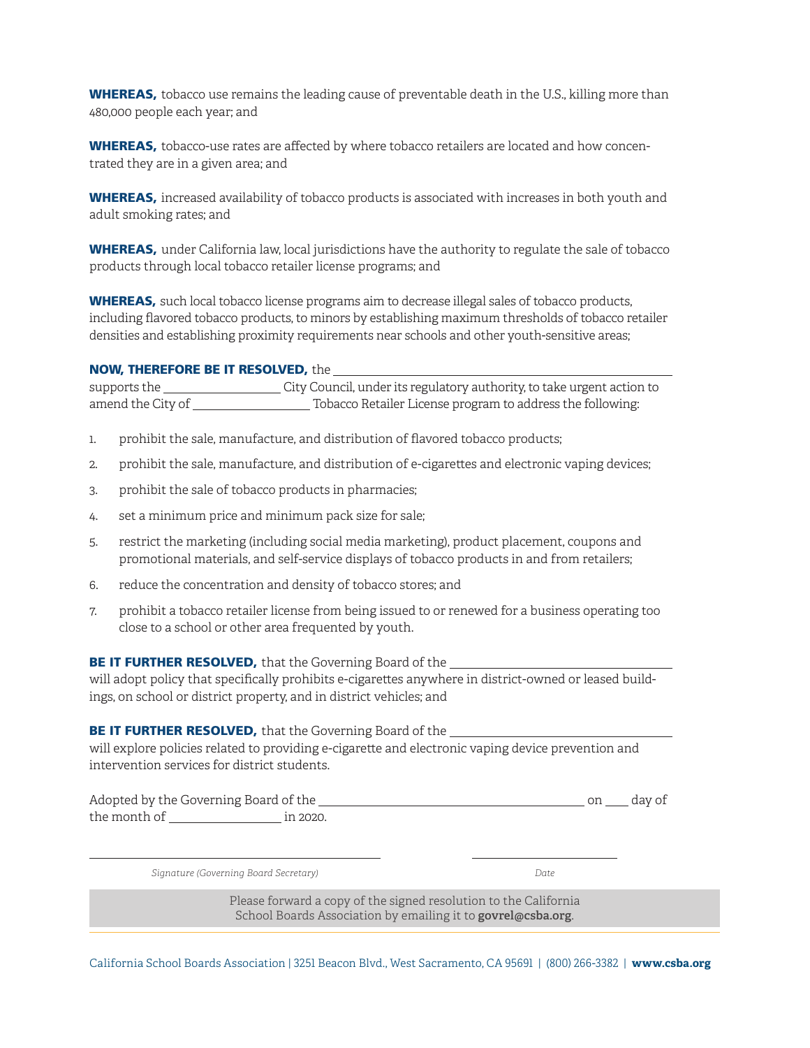**WHEREAS,** tobacco use remains the leading cause of preventable death in the U.S., killing more than 480,000 people each year; and

**WHEREAS,** tobacco-use rates are affected by where tobacco retailers are located and how concentrated they are in a given area; and

**WHEREAS,** increased availability of tobacco products is associated with increases in both youth and adult smoking rates; and

**WHEREAS,** under California law, local jurisdictions have the authority to regulate the sale of tobacco products through local tobacco retailer license programs; and

**WHEREAS,** such local tobacco license programs aim to decrease illegal sales of tobacco products, including flavored tobacco products, to minors by establishing maximum thresholds of tobacco retailer densities and establishing proximity requirements near schools and other youth-sensitive areas;

**NOW, THEREFORE BE IT RESOLVED,** the ______________________________ supports the ______________ City Council, under its regulatory authority, to take urgent action to amend the City of ______________ Tobacco Retailer License program to address the following:

1. prohibit the sale, manufacture, and distribution of flavored tobacco products;
2. prohibit the sale, manufacture, and distribution of e-cigarettes and electronic vaping devices;
3. prohibit the sale of tobacco products in pharmacies;
4. set a minimum price and minimum pack size for sale;
5. restrict the marketing (including social media marketing), product placement, coupons and promotional materials, and self-service displays of tobacco products in and from retailers;
6. reduce the concentration and density of tobacco stores; and
7. prohibit a tobacco retailer license from being issued to or renewed for a business operating too close to a school or other area frequented by youth.

**BE IT FURTHER RESOLVED,** that the Governing Board of the ______________________________ will adopt policy that specifically prohibits e-cigarettes anywhere in district-owned or leased buildings, on school or district property, and in district vehicles; and

**BE IT FURTHER RESOLVED,** that the Governing Board of the ______________________________ will explore policies related to providing e-cigarette and electronic vaping device prevention and intervention services for district students.

Adopted by the Governing Board of the ______________________________ on ____ day of the month of ______________ in 2020.

______________________________ ______________

*Signature (Governing Board Secretary)* *Date*

Please forward a copy of the signed resolution to the California School Boards Association by emailing it to **govrel@csba.org**.

California School Boards Association | 3251 Beacon Blvd., West Sacramento, CA 95691 | (800) 266-3382 | **www.csba.org**